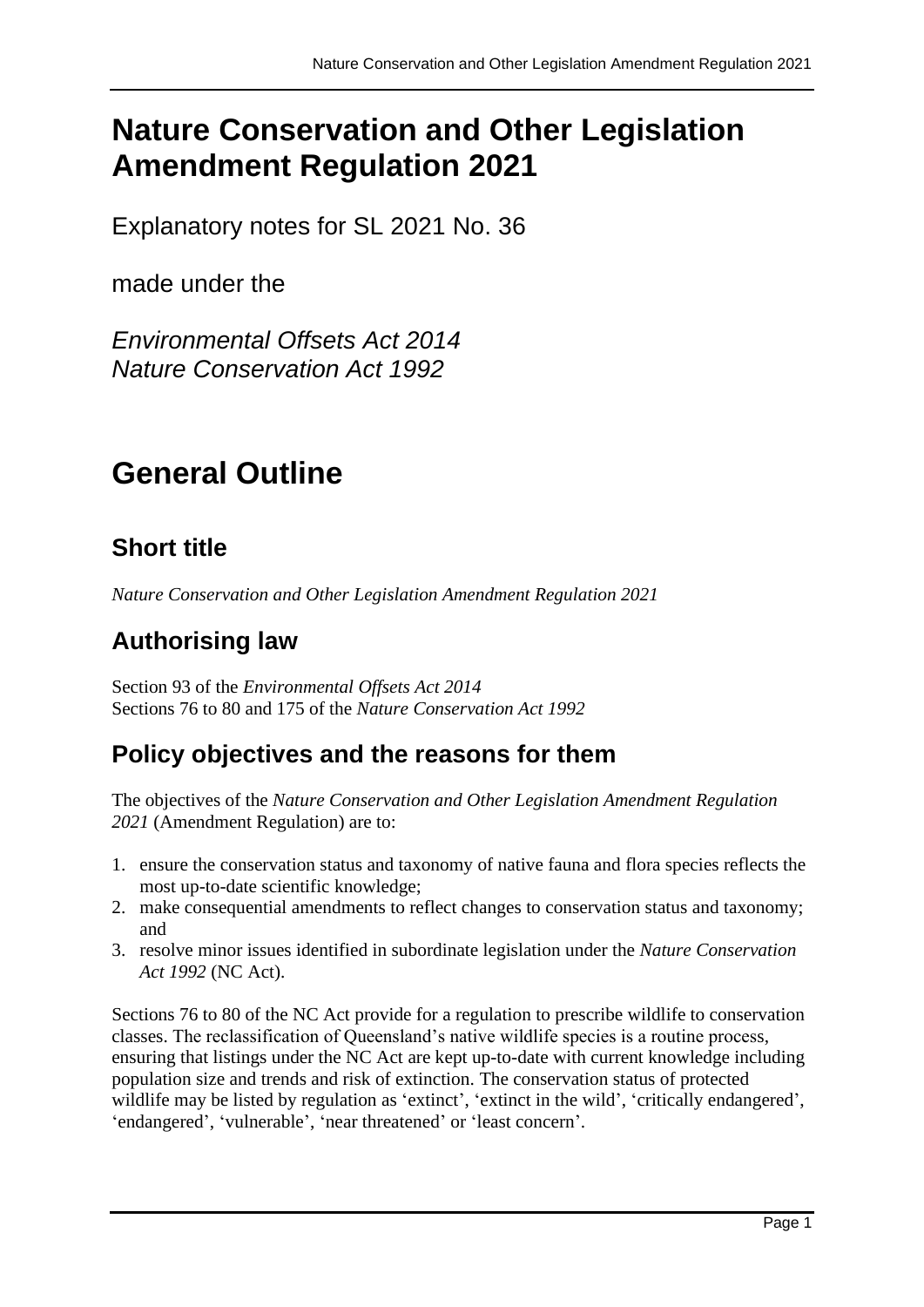# Nature Conservation and Other Legislation Amendment Regulation 2021

Explanatory notes for SL 2021 No. 36

made under the

*Environmental Offsets Act 2014*
*Nature Conservation Act 1992*

# General Outline

## Short title

*Nature Conservation and Other Legislation Amendment Regulation 2021*

## Authorising law

Section 93 of the *Environmental Offsets Act 2014*
Sections 76 to 80 and 175 of the *Nature Conservation Act 1992*

## Policy objectives and the reasons for them

The objectives of the *Nature Conservation and Other Legislation Amendment Regulation 2021* (Amendment Regulation) are to:

1. ensure the conservation status and taxonomy of native fauna and flora species reflects the most up-to-date scientific knowledge;
2. make consequential amendments to reflect changes to conservation status and taxonomy; and
3. resolve minor issues identified in subordinate legislation under the *Nature Conservation Act 1992* (NC Act).

Sections 76 to 80 of the NC Act provide for a regulation to prescribe wildlife to conservation classes. The reclassification of Queensland's native wildlife species is a routine process, ensuring that listings under the NC Act are kept up-to-date with current knowledge including population size and trends and risk of extinction. The conservation status of protected wildlife may be listed by regulation as 'extinct', 'extinct in the wild', 'critically endangered', 'endangered', 'vulnerable', 'near threatened' or 'least concern'.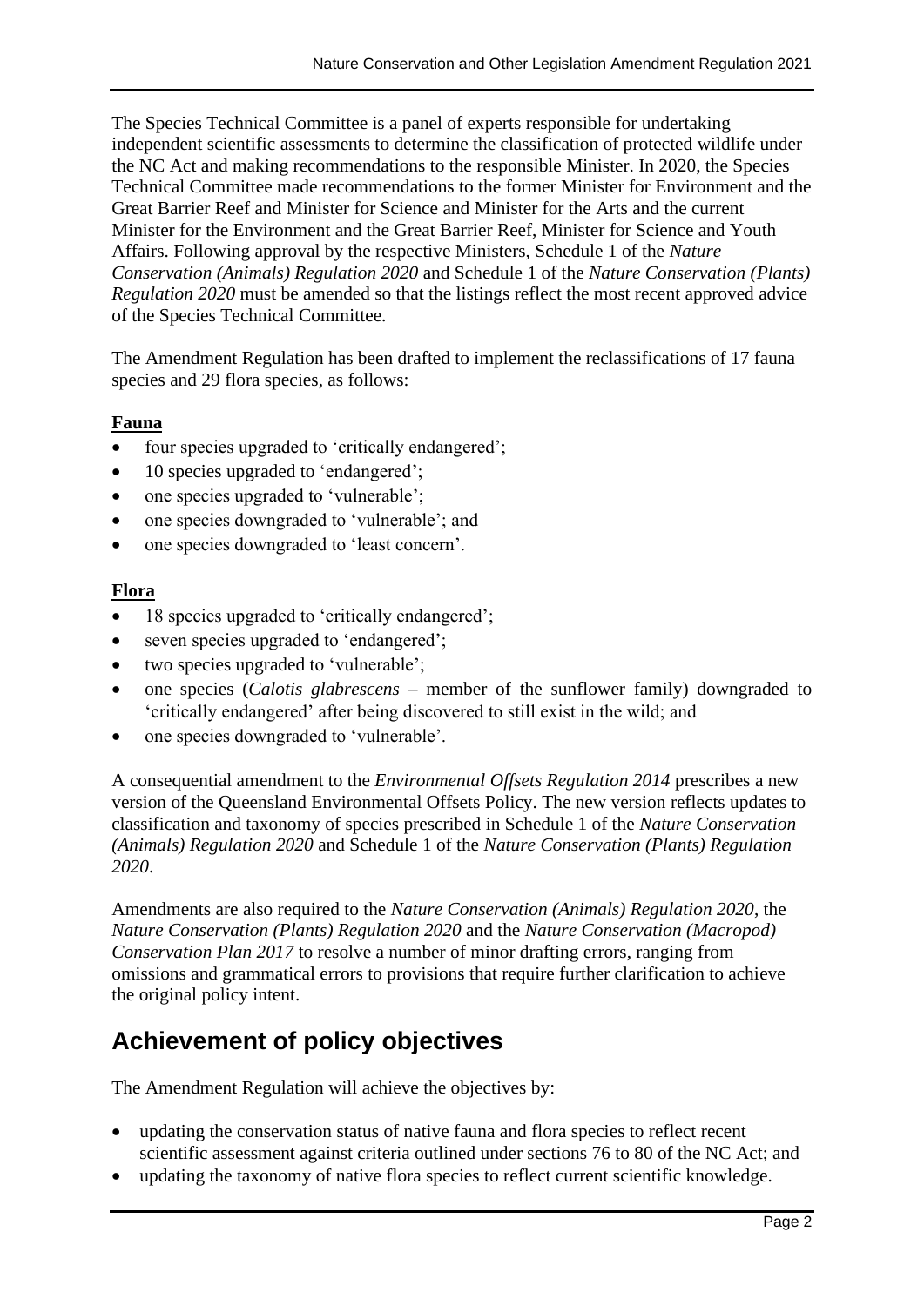The Species Technical Committee is a panel of experts responsible for undertaking independent scientific assessments to determine the classification of protected wildlife under the NC Act and making recommendations to the responsible Minister. In 2020, the Species Technical Committee made recommendations to the former Minister for Environment and the Great Barrier Reef and Minister for Science and Minister for the Arts and the current Minister for the Environment and the Great Barrier Reef, Minister for Science and Youth Affairs. Following approval by the respective Ministers, Schedule 1 of the *Nature Conservation (Animals) Regulation 2020* and Schedule 1 of the *Nature Conservation (Plants) Regulation 2020* must be amended so that the listings reflect the most recent approved advice of the Species Technical Committee.

The Amendment Regulation has been drafted to implement the reclassifications of 17 fauna species and 29 flora species, as follows:

**Fauna**

- four species upgraded to 'critically endangered';
- 10 species upgraded to 'endangered';
- one species upgraded to 'vulnerable';
- one species downgraded to 'vulnerable'; and
- one species downgraded to 'least concern'.

**Flora**

- 18 species upgraded to 'critically endangered';
- seven species upgraded to 'endangered';
- two species upgraded to 'vulnerable';
- one species (*Calotis glabrescens* – member of the sunflower family) downgraded to 'critically endangered' after being discovered to still exist in the wild; and
- one species downgraded to 'vulnerable'.

A consequential amendment to the *Environmental Offsets Regulation 2014* prescribes a new version of the Queensland Environmental Offsets Policy. The new version reflects updates to classification and taxonomy of species prescribed in Schedule 1 of the *Nature Conservation (Animals) Regulation 2020* and Schedule 1 of the *Nature Conservation (Plants) Regulation 2020*.

Amendments are also required to the *Nature Conservation (Animals) Regulation 2020*, the *Nature Conservation (Plants) Regulation 2020* and the *Nature Conservation (Macropod) Conservation Plan 2017* to resolve a number of minor drafting errors, ranging from omissions and grammatical errors to provisions that require further clarification to achieve the original policy intent.

## Achievement of policy objectives

The Amendment Regulation will achieve the objectives by:

- updating the conservation status of native fauna and flora species to reflect recent scientific assessment against criteria outlined under sections 76 to 80 of the NC Act; and
- updating the taxonomy of native flora species to reflect current scientific knowledge.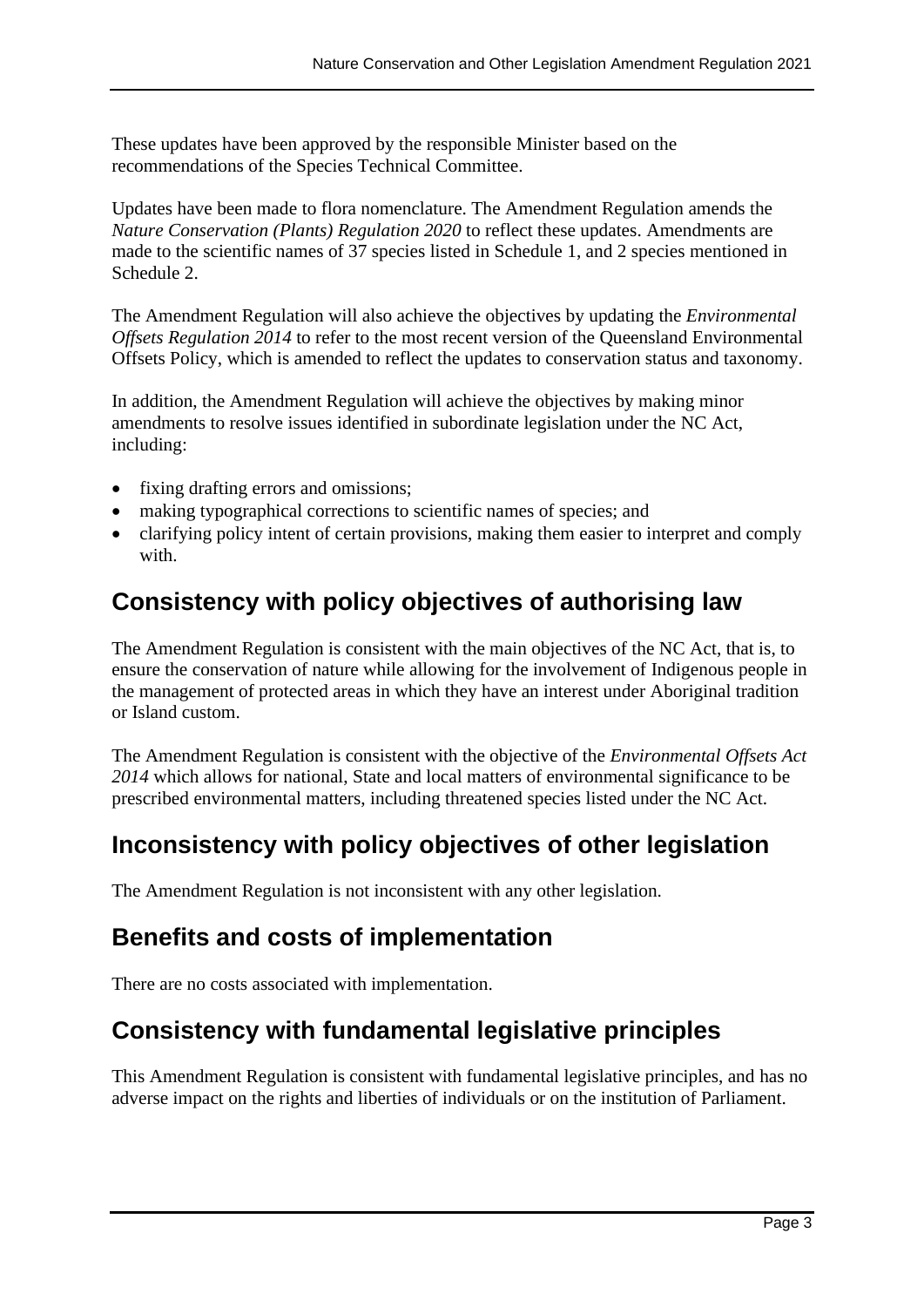These updates have been approved by the responsible Minister based on the recommendations of the Species Technical Committee.

Updates have been made to flora nomenclature. The Amendment Regulation amends the *Nature Conservation (Plants) Regulation 2020* to reflect these updates. Amendments are made to the scientific names of 37 species listed in Schedule 1, and 2 species mentioned in Schedule 2.

The Amendment Regulation will also achieve the objectives by updating the *Environmental Offsets Regulation 2014* to refer to the most recent version of the Queensland Environmental Offsets Policy, which is amended to reflect the updates to conservation status and taxonomy.

In addition, the Amendment Regulation will achieve the objectives by making minor amendments to resolve issues identified in subordinate legislation under the NC Act, including:

- fixing drafting errors and omissions;
- making typographical corrections to scientific names of species; and
- clarifying policy intent of certain provisions, making them easier to interpret and comply with.

## Consistency with policy objectives of authorising law

The Amendment Regulation is consistent with the main objectives of the NC Act, that is, to ensure the conservation of nature while allowing for the involvement of Indigenous people in the management of protected areas in which they have an interest under Aboriginal tradition or Island custom.

The Amendment Regulation is consistent with the objective of the *Environmental Offsets Act 2014* which allows for national, State and local matters of environmental significance to be prescribed environmental matters, including threatened species listed under the NC Act.

## Inconsistency with policy objectives of other legislation

The Amendment Regulation is not inconsistent with any other legislation.

## Benefits and costs of implementation

There are no costs associated with implementation.

## Consistency with fundamental legislative principles

This Amendment Regulation is consistent with fundamental legislative principles, and has no adverse impact on the rights and liberties of individuals or on the institution of Parliament.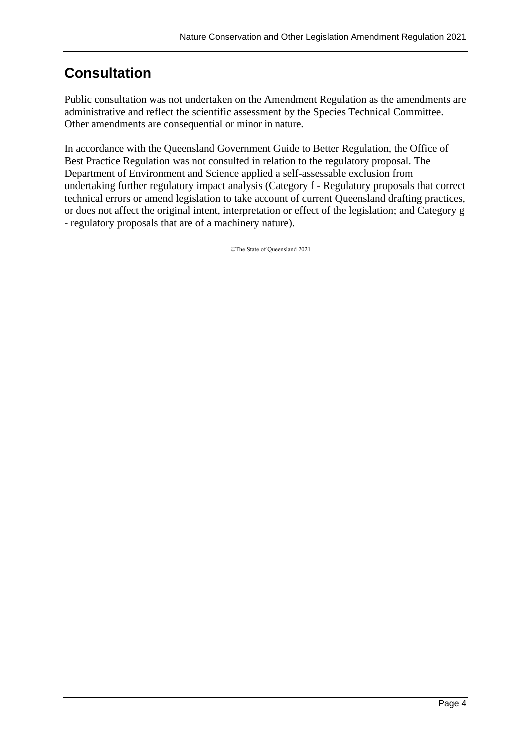## Consultation

Public consultation was not undertaken on the Amendment Regulation as the amendments are administrative and reflect the scientific assessment by the Species Technical Committee. Other amendments are consequential or minor in nature.

In accordance with the Queensland Government Guide to Better Regulation, the Office of Best Practice Regulation was not consulted in relation to the regulatory proposal. The Department of Environment and Science applied a self-assessable exclusion from undertaking further regulatory impact analysis (Category f - Regulatory proposals that correct technical errors or amend legislation to take account of current Queensland drafting practices, or does not affect the original intent, interpretation or effect of the legislation; and Category g - regulatory proposals that are of a machinery nature).

©The State of Queensland 2021